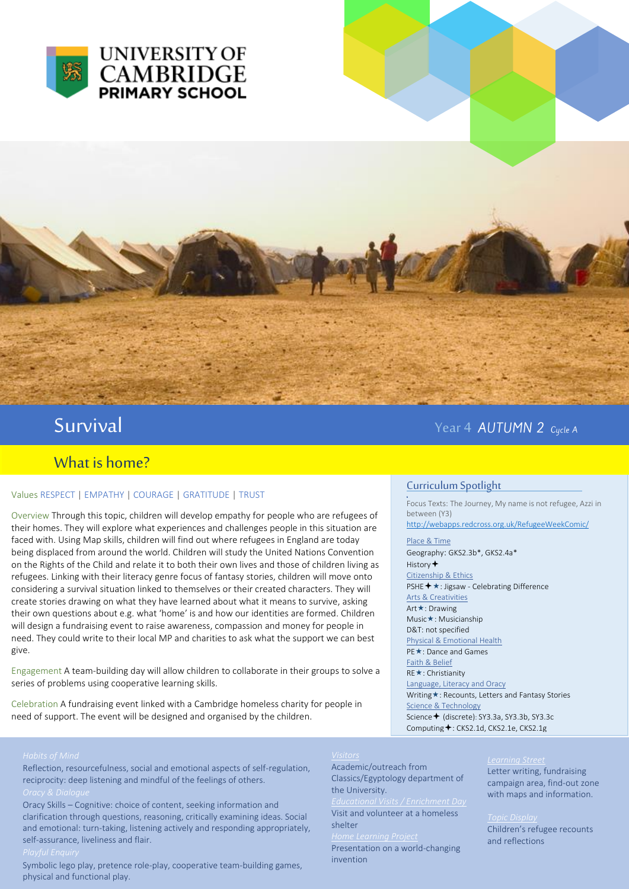UNIVERSITY OF CAMBRIDGE PRIMARY SCHOOL

# Survival

Year 4 *AUTUMN 2* *Cycle A*

## What is home?

Values RESPECT | EMPATHY | COURAGE | GRATITUDE | TRUST

Overview Through this topic, children will develop empathy for people who are refugees of their homes. They will explore what experiences and challenges people in this situation are faced with. Using Map skills, children will find out where refugees in England are today being displaced from around the world. Children will study the United Nations Convention on the Rights of the Child and relate it to both their own lives and those of children living as refugees. Linking with their literacy genre focus of fantasy stories, children will move onto considering a survival situation linked to themselves or their created characters. They will create stories drawing on what they have learned about what it means to survive, asking their own questions about e.g. what 'home' is and how our identities are formed. Children will design a fundraising event to raise awareness, compassion and money for people in need. They could write to their local MP and charities to ask what the support we can best give.

Engagement A team-building day will allow children to collaborate in their groups to solve a series of problems using cooperative learning skills.

Celebration A fundraising event linked with a Cambridge homeless charity for people in need of support. The event will be designed and organised by the children.

### Curriculum Spotlight

Focus Texts: The Journey, My name is not refugee, Azzi in between (Y3)
http://webapps.redcross.org.uk/RefugeeWeekComic/

Place & Time
Geography: GKS2.3b*, GKS2.4a*
History✦

Citizenship & Ethics
PSHE✦★: Jigsaw - Celebrating Difference

Arts & Creativities
Art★: Drawing
Music★: Musicianship
D&T: not specified

Physical & Emotional Health
PE★: Dance and Games

Faith & Belief
RE★: Christianity

Language, Literacy and Oracy
Writing★: Recounts, Letters and Fantasy Stories

Science & Technology
Science✦ (discrete): SY3.3a, SY3.3b, SY3.3c
Computing✦: CKS2.1d, CKS2.1e, CKS2.1g

Habits of Mind
Reflection, resourcefulness, social and emotional aspects of self-regulation, reciprocity: deep listening and mindful of the feelings of others.

Oracy & Dialogue
Oracy Skills – Cognitive: choice of content, seeking information and clarification through questions, reasoning, critically examining ideas. Social and emotional: turn-taking, listening actively and responding appropriately, self-assurance, liveliness and flair.

Playful Enquiry
Symbolic lego play, pretence role-play, cooperative team-building games, physical and functional play.

Visitors
Academic/outreach from Classics/Egyptology department of the University.

Educational Visits / Enrichment Day
Visit and volunteer at a homeless shelter

Home Learning Project
Presentation on a world-changing invention

Learning Street
Letter writing, fundraising campaign area, find-out zone with maps and information.

Topic Display
Children's refugee recounts and reflections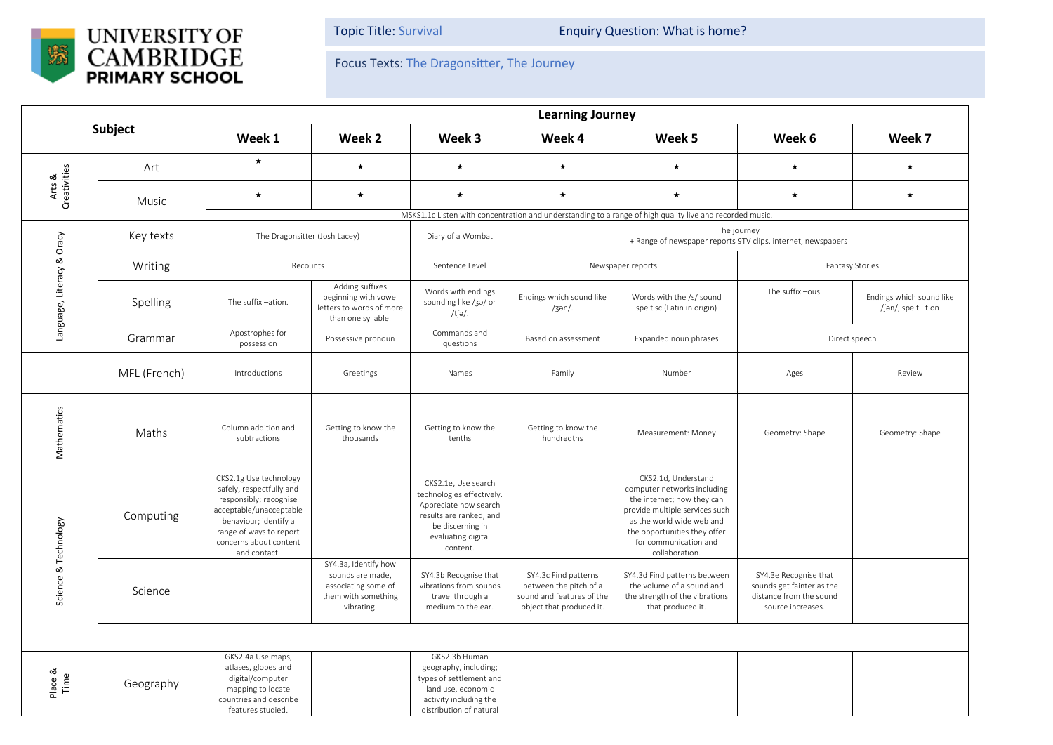**UNIVERSITY OF CAMBRIDGE PRIMARY SCHOOL**

Topic Title: Survival | Enquiry Question: What is home?

Focus Texts: The Dragonsitter, The Journey

| Subject | | Learning Journey | | | | | | |
|---|---|---|---|---|---|---|---|---|
| | | Week 1 | Week 2 | Week 3 | Week 4 | Week 5 | Week 6 | Week 7 |
| Arts & Creativities | Art | ★ | ★ | ★ | ★ | ★ | ★ | ★ |
| | Music | ★ | ★ | ★ | ★ | ★ | ★ | ★ |
| | | MSKS1.1c Listen with concentration and understanding to a range of high quality live and recorded music. | | | | | | |
| Language, Literacy & Oracy | Key texts | The Dragonsitter (Josh Lacey) | | Diary of a Wombat | The journey + Range of newspaper reports 9TV clips, internet, newspapers | | | |
| | Writing | Recounts | | Sentence Level | Newspaper reports | | Fantasy Stories | |
| | Spelling | The suffix –ation. | Adding suffixes beginning with vowel letters to words of more than one syllable. | Words with endings sounding like /ʒə/ or /tʃə/. | Endings which sound like /ʒən/. | Words with the /s/ sound spelt sc (Latin in origin) | The suffix –ous. | Endings which sound like /ʃən/, spelt –tion |
| | Grammar | Apostrophes for possession | Possessive pronoun | Commands and questions | Based on assessment | Expanded noun phrases | Direct speech | |
| | MFL (French) | Introductions | Greetings | Names | Family | Number | Ages | Review |
| Mathematics | Maths | Column addition and subtractions | Getting to know the thousands | Getting to know the tenths | Getting to know the hundredths | Measurement: Money | Geometry: Shape | Geometry: Shape |
| Science & Technology | Computing | CKS2.1g Use technology safely, respectfully and responsibly; recognise acceptable/unacceptable behaviour; identify a range of ways to report concerns about content and contact. | | CKS2.1e, Use search technologies effectively. Appreciate how search results are ranked, and be discerning in evaluating digital content. | | CKS2.1d, Understand computer networks including the internet; how they can provide multiple services such as the world wide web and the opportunities they offer for communication and collaboration. | | |
| | Science | | SY4.3a, Identify how sounds are made, associating some of them with something vibrating. | SY4.3b Recognise that vibrations from sounds travel through a medium to the ear. | SY4.3c Find patterns between the pitch of a sound and features of the object that produced it. | SY4.3d Find patterns between the volume of a sound and the strength of the vibrations that produced it. | SY4.3e Recognise that sounds get fainter as the distance from the sound source increases. | |
| | | | | | | | | |
| Place & Time | Geography | GKS2.4a Use maps, atlases, globes and digital/computer mapping to locate countries and describe features studied. | | GKS2.3b Human geography, including; types of settlement and land use, economic activity including the distribution of natural | | | | |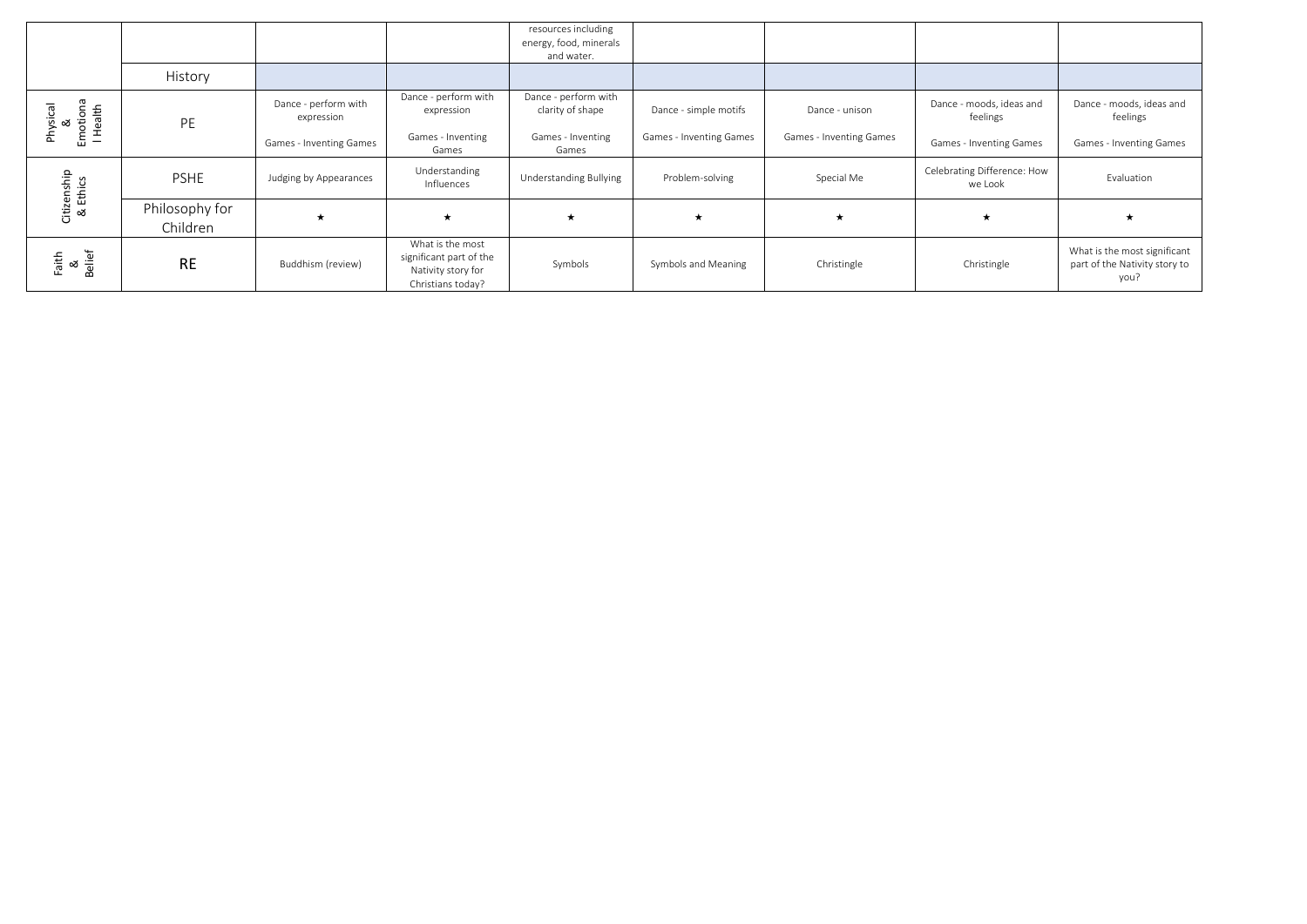| | | | | | | | | |
|---|---|---|---|---|---|---|---|---|
| | | | | resources including energy, food, minerals and water. | | | | |
| | History | | | | | | | |
| Physical & Emotional Health | PE | Dance - perform with expression<br><br>Games - Inventing Games | Dance - perform with expression<br><br>Games - Inventing Games | Dance - perform with clarity of shape<br><br>Games - Inventing Games | Dance - simple motifs<br><br>Games - Inventing Games | Dance - unison<br><br>Games - Inventing Games | Dance - moods, ideas and feelings<br><br>Games - Inventing Games | Dance - moods, ideas and feelings<br><br>Games - Inventing Games |
| Citizenship & Ethics | PSHE | Judging by Appearances | Understanding Influences | Understanding Bullying | Problem-solving | Special Me | Celebrating Difference: How we Look | Evaluation |
| | Philosophy for Children | ★ | ★ | ★ | ★ | ★ | ★ | ★ |
| Faith & Belief | RE | Buddhism (review) | What is the most significant part of the Nativity story for Christians today? | Symbols | Symbols and Meaning | Christingle | Christingle | What is the most significant part of the Nativity story to you? |